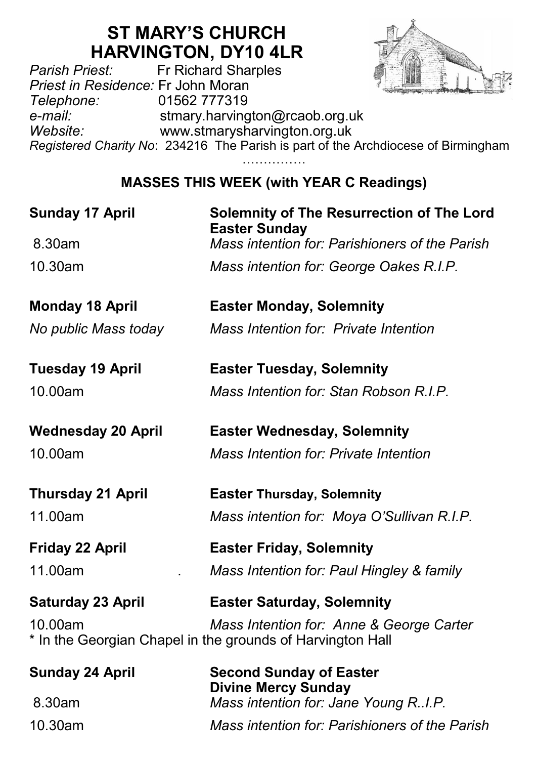# ST MARY'S CHURCH
# HARVINGTON, DY10 4LR

*Parish Priest:* Fr Richard Sharples
*Priest in Residence:* Fr John Moran
*Telephone:* 01562 777319
*e-mail:* stmary.harvington@rcaob.org.uk
*Website:* www.stmarysharvington.org.uk
*Registered Charity No*: 234216 The Parish is part of the Archdiocese of Birmingham

……………

## MASSES THIS WEEK (with YEAR C Readings)

**Sunday 17 April** — **Solemnity of The Resurrection of The Lord Easter Sunday**

8.30am — *Mass intention for: Parishioners of the Parish*

10.30am — *Mass intention for: George Oakes R.I.P.*

**Monday 18 April** — **Easter Monday, Solemnity**

*No public Mass today* — *Mass Intention for: Private Intention*

**Tuesday 19 April** — **Easter Tuesday, Solemnity**

10.00am — *Mass Intention for: Stan Robson R.I.P.*

**Wednesday 20 April** — **Easter Wednesday, Solemnity**

10.00am — *Mass Intention for: Private Intention*

**Thursday 21 April** — **Easter Thursday, Solemnity**

11.00am — *Mass intention for: Moya O'Sullivan R.I.P.*

**Friday 22 April** — **Easter Friday, Solemnity**

11.00am . *Mass Intention for: Paul Hingley & family*

**Saturday 23 April** — **Easter Saturday, Solemnity**

10.00am — *Mass Intention for: Anne & George Carter*

* In the Georgian Chapel in the grounds of Harvington Hall

**Sunday 24 April** — **Second Sunday of Easter Divine Mercy Sunday**

8.30am — *Mass intention for: Jane Young R..I.P.*

10.30am — *Mass intention for: Parishioners of the Parish*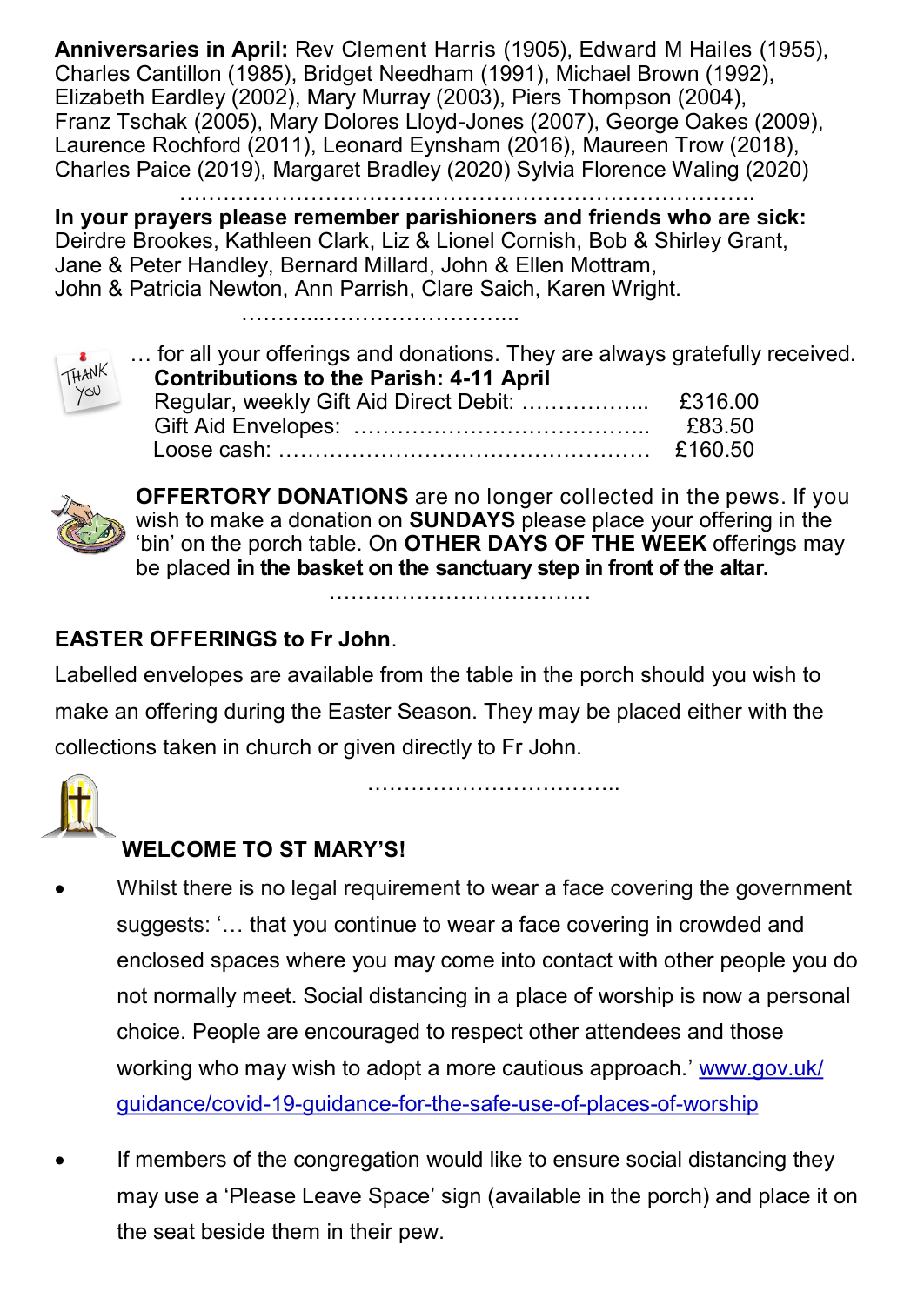**Anniversaries in April:** Rev Clement Harris (1905), Edward M Hailes (1955), Charles Cantillon (1985), Bridget Needham (1991), Michael Brown (1992), Elizabeth Eardley (2002), Mary Murray (2003), Piers Thompson (2004), Franz Tschak (2005), Mary Dolores Lloyd-Jones (2007), George Oakes (2009), Laurence Rochford (2011), Leonard Eynsham (2016), Maureen Trow (2018), Charles Paice (2019), Margaret Bradley (2020) Sylvia Florence Waling (2020)

…………………………………………………………………………..

**In your prayers please remember parishioners and friends who are sick:** Deirdre Brookes, Kathleen Clark, Liz & Lionel Cornish, Bob & Shirley Grant, Jane & Peter Handley, Bernard Millard, John & Ellen Mottram, John & Patricia Newton, Ann Parrish, Clare Saich, Karen Wright.

………...……………………...

THANK YOU … for all your offerings and donations. They are always gratefully received.

**Contributions to the Parish: 4-11 April**

| | |
|---|---|
| Regular, weekly Gift Aid Direct Debit: ……………... | £316.00 |
| Gift Aid Envelopes: ………………………………….. | £83.50 |
| Loose cash: …………………………………………… | £160.50 |

**OFFERTORY DONATIONS** are no longer collected in the pews. If you wish to make a donation on **SUNDAYS** please place your offering in the 'bin' on the porch table. On **OTHER DAYS OF THE WEEK** offerings may be placed **in the basket on the sanctuary step in front of the altar.**

……………………………….

**EASTER OFFERINGS to Fr John**.

Labelled envelopes are available from the table in the porch should you wish to make an offering during the Easter Season. They may be placed either with the collections taken in church or given directly to Fr John.

……………………………..

**WELCOME TO ST MARY'S!**

- Whilst there is no legal requirement to wear a face covering the government suggests: '… that you continue to wear a face covering in crowded and enclosed spaces where you may come into contact with other people you do not normally meet. Social distancing in a place of worship is now a personal choice. People are encouraged to respect other attendees and those working who may wish to adopt a more cautious approach.' www.gov.uk/guidance/covid-19-guidance-for-the-safe-use-of-places-of-worship

- If members of the congregation would like to ensure social distancing they may use a 'Please Leave Space' sign (available in the porch) and place it on the seat beside them in their pew.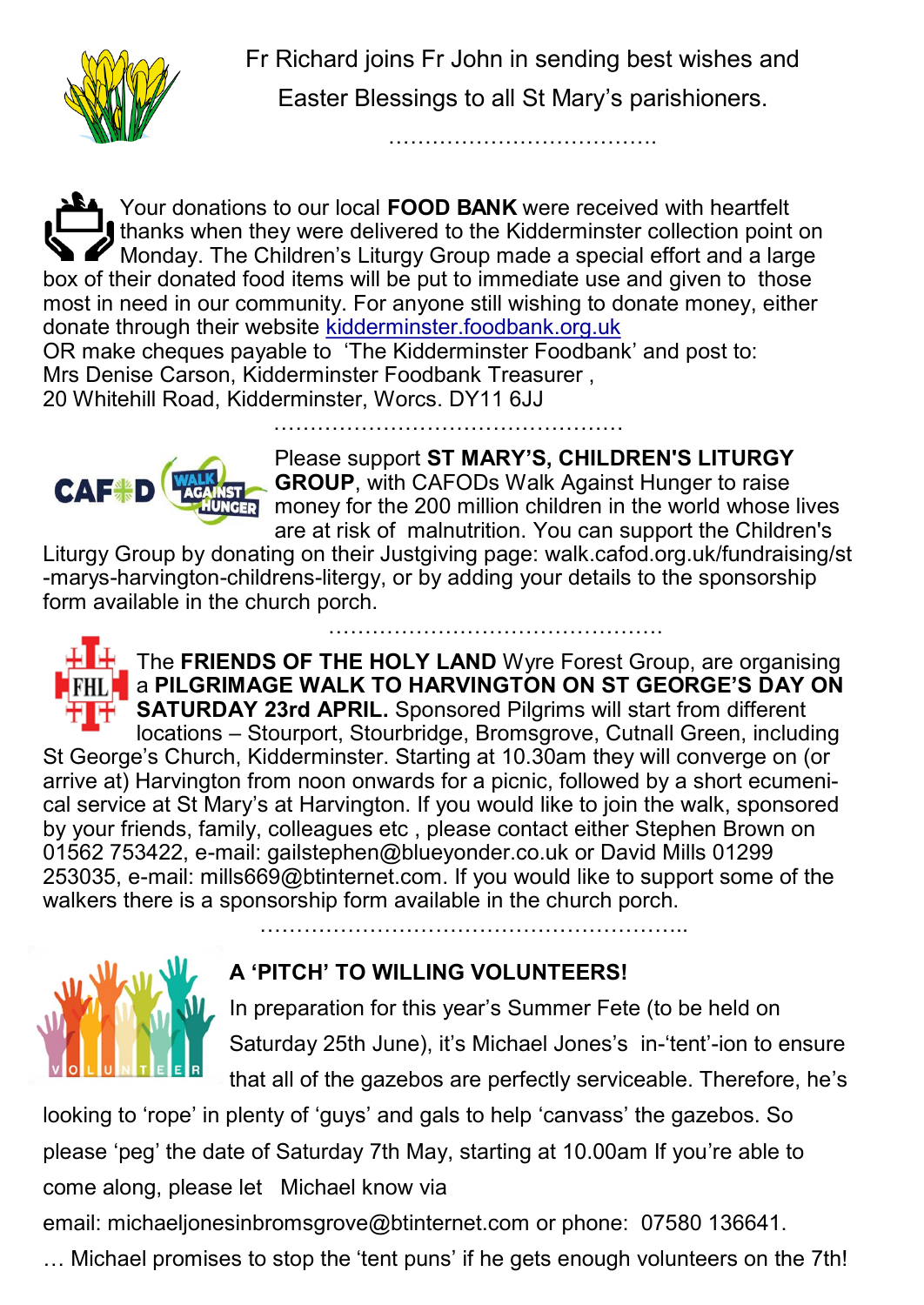Fr Richard joins Fr John in sending best wishes and Easter Blessings to all St Mary's parishioners.

……………………………….

Your donations to our local **FOOD BANK** were received with heartfelt thanks when they were delivered to the Kidderminster collection point on Monday. The Children's Liturgy Group made a special effort and a large box of their donated food items will be put to immediate use and given to those most in need in our community. For anyone still wishing to donate money, either donate through their website kidderminster.foodbank.org.uk
OR make cheques payable to 'The Kidderminster Foodbank' and post to:
Mrs Denise Carson, Kidderminster Foodbank Treasurer ,
20 Whitehill Road, Kidderminster, Worcs. DY11 6JJ

…………………………………………

Please support **ST MARY'S, CHILDREN'S LITURGY GROUP**, with CAFODs Walk Against Hunger to raise money for the 200 million children in the world whose lives are at risk of malnutrition. You can support the Children's Liturgy Group by donating on their Justgiving page: walk.cafod.org.uk/fundraising/st-marys-harvington-childrens-litergy, or by adding your details to the sponsorship form available in the church porch.

………………………………………

The **FRIENDS OF THE HOLY LAND** Wyre Forest Group, are organising a **PILGRIMAGE WALK TO HARVINGTON ON ST GEORGE'S DAY ON SATURDAY 23rd APRIL.** Sponsored Pilgrims will start from different locations – Stourport, Stourbridge, Bromsgrove, Cutnall Green, including St George's Church, Kidderminster. Starting at 10.30am they will converge on (or arrive at) Harvington from noon onwards for a picnic, followed by a short ecumenical service at St Mary's at Harvington. If you would like to join the walk, sponsored by your friends, family, colleagues etc , please contact either Stephen Brown on 01562 753422, e-mail: gailstephen@blueyonder.co.uk or David Mills 01299 253035, e-mail: mills669@btinternet.com. If you would like to support some of the walkers there is a sponsorship form available in the church porch.

…………………………………………………..

**A 'PITCH' TO WILLING VOLUNTEERS!**

In preparation for this year's Summer Fete (to be held on Saturday 25th June), it's Michael Jones's in-'tent'-ion to ensure that all of the gazebos are perfectly serviceable. Therefore, he's looking to 'rope' in plenty of 'guys' and gals to help 'canvass' the gazebos. So please 'peg' the date of Saturday 7th May, starting at 10.00am If you're able to come along, please let Michael know via
email: michaeljonesinbromsgrove@btinternet.com or phone: 07580 136641.
… Michael promises to stop the 'tent puns' if he gets enough volunteers on the 7th!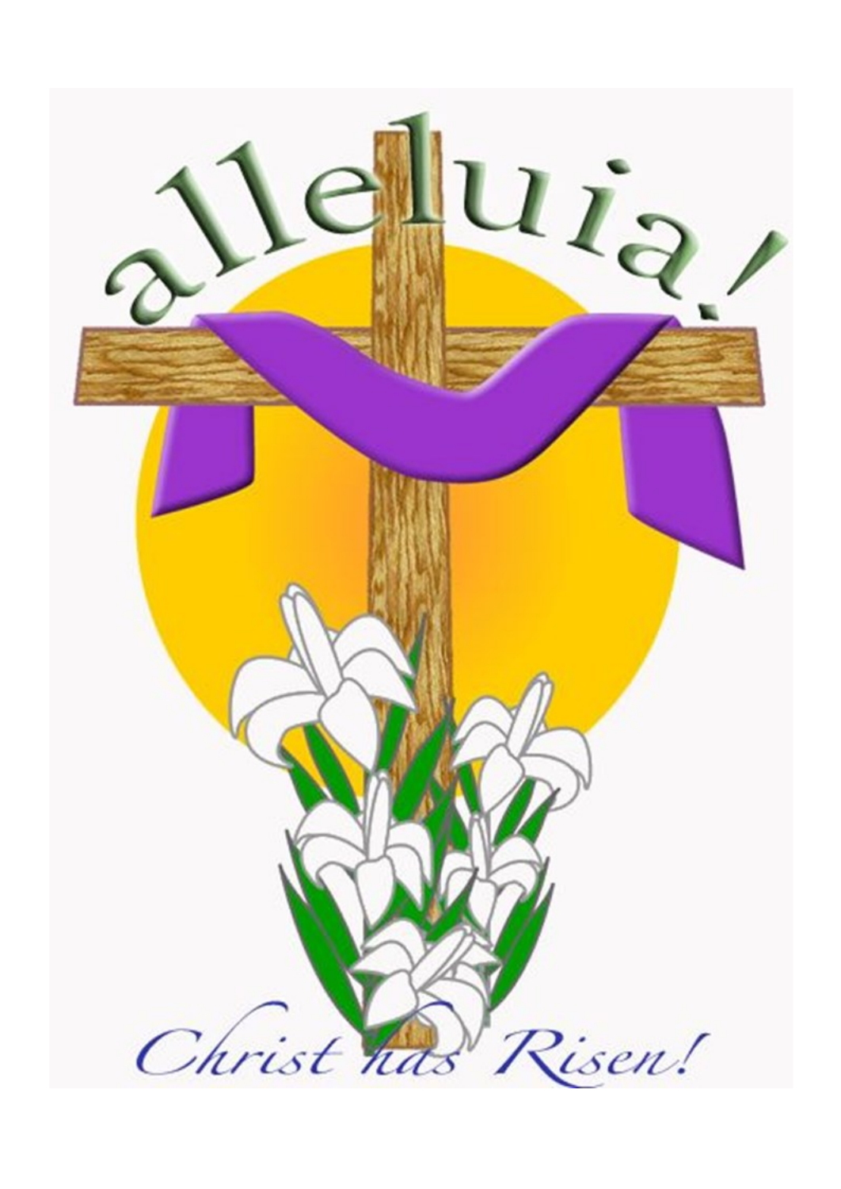alleluia!

Christ has Risen!